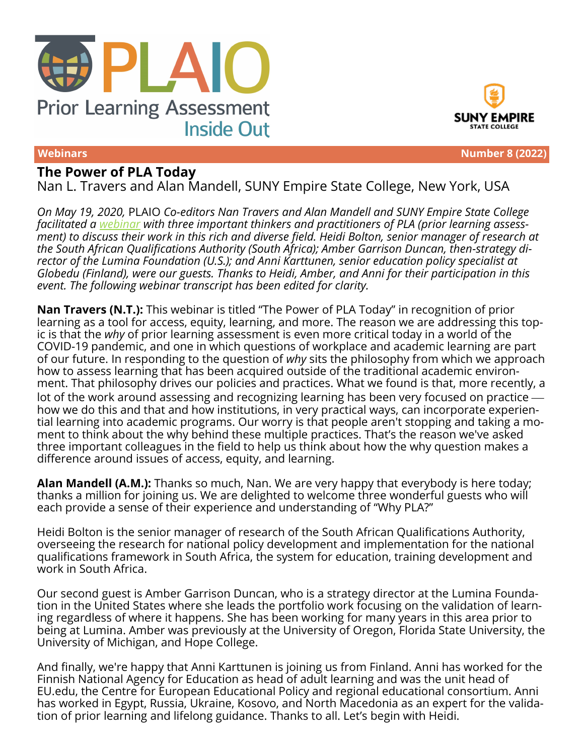# PLAIO

Prior Learning Assessment Inside Out

SUNY EMPIRE STATE COLLEGE

**Webinars** **Number 8 (2022)**

## The Power of PLA Today

Nan L. Travers and Alan Mandell, SUNY Empire State College, New York, USA

*On May 19, 2020,* PLAIO *Co-editors Nan Travers and Alan Mandell and SUNY Empire State College facilitated a webinar with three important thinkers and practitioners of PLA (prior learning assessment) to discuss their work in this rich and diverse field. Heidi Bolton, senior manager of research at the South African Qualifications Authority (South Africa); Amber Garrison Duncan, then-strategy director of the Lumina Foundation (U.S.); and Anni Karttunen, senior education policy specialist at Globedu (Finland), were our guests. Thanks to Heidi, Amber, and Anni for their participation in this event. The following webinar transcript has been edited for clarity.*

**Nan Travers (N.T.):** This webinar is titled "The Power of PLA Today" in recognition of prior learning as a tool for access, equity, learning, and more. The reason we are addressing this topic is that the *why* of prior learning assessment is even more critical today in a world of the COVID-19 pandemic, and one in which questions of workplace and academic learning are part of our future. In responding to the question of *why* sits the philosophy from which we approach how to assess learning that has been acquired outside of the traditional academic environment. That philosophy drives our policies and practices. What we found is that, more recently, a lot of the work around assessing and recognizing learning has been very focused on practice — how we do this and that and how institutions, in very practical ways, can incorporate experiential learning into academic programs. Our worry is that people aren't stopping and taking a moment to think about the why behind these multiple practices. That's the reason we've asked three important colleagues in the field to help us think about how the why question makes a difference around issues of access, equity, and learning.

**Alan Mandell (A.M.):** Thanks so much, Nan. We are very happy that everybody is here today; thanks a million for joining us. We are delighted to welcome three wonderful guests who will each provide a sense of their experience and understanding of "Why PLA?"

Heidi Bolton is the senior manager of research of the South African Qualifications Authority, overseeing the research for national policy development and implementation for the national qualifications framework in South Africa, the system for education, training development and work in South Africa.

Our second guest is Amber Garrison Duncan, who is a strategy director at the Lumina Foundation in the United States where she leads the portfolio work focusing on the validation of learning regardless of where it happens. She has been working for many years in this area prior to being at Lumina. Amber was previously at the University of Oregon, Florida State University, the University of Michigan, and Hope College.

And finally, we're happy that Anni Karttunen is joining us from Finland. Anni has worked for the Finnish National Agency for Education as head of adult learning and was the unit head of EU.edu, the Centre for European Educational Policy and regional educational consortium. Anni has worked in Egypt, Russia, Ukraine, Kosovo, and North Macedonia as an expert for the validation of prior learning and lifelong guidance. Thanks to all. Let's begin with Heidi.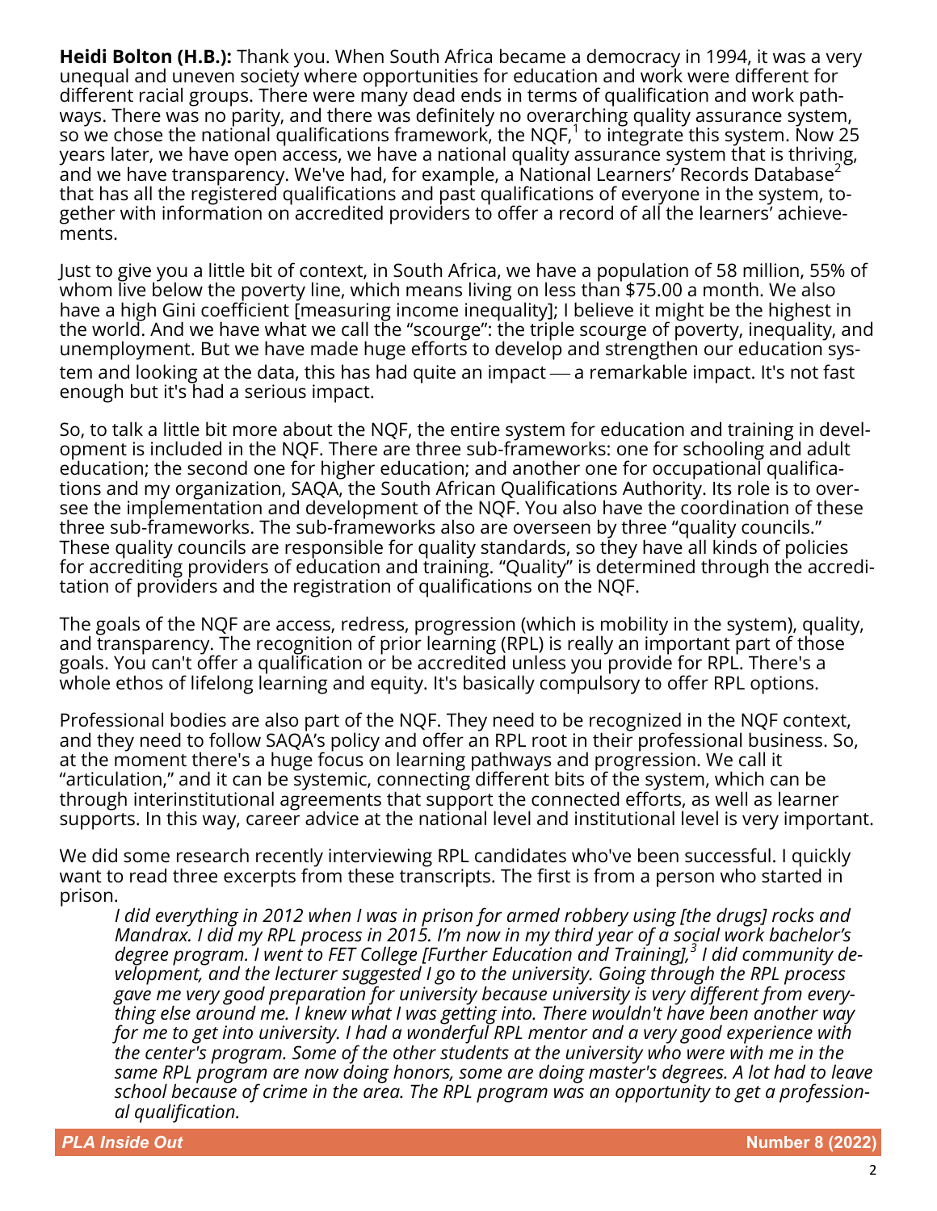**Heidi Bolton (H.B.):** Thank you. When South Africa became a democracy in 1994, it was a very unequal and uneven society where opportunities for education and work were different for different racial groups. There were many dead ends in terms of qualification and work pathways. There was no parity, and there was definitely no overarching quality assurance system, so we chose the national qualifications framework, the NQF,[1] to integrate this system. Now 25 years later, we have open access, we have a national quality assurance system that is thriving, and we have transparency. We've had, for example, a National Learners' Records Database[2] that has all the registered qualifications and past qualifications of everyone in the system, together with information on accredited providers to offer a record of all the learners' achievements.

Just to give you a little bit of context, in South Africa, we have a population of 58 million, 55% of whom live below the poverty line, which means living on less than $75.00 a month. We also have a high Gini coefficient [measuring income inequality]; I believe it might be the highest in the world. And we have what we call the "scourge": the triple scourge of poverty, inequality, and unemployment. But we have made huge efforts to develop and strengthen our education system and looking at the data, this has had quite an impact — a remarkable impact. It's not fast enough but it's had a serious impact.

So, to talk a little bit more about the NQF, the entire system for education and training in development is included in the NQF. There are three sub-frameworks: one for schooling and adult education; the second one for higher education; and another one for occupational qualifications and my organization, SAQA, the South African Qualifications Authority. Its role is to oversee the implementation and development of the NQF. You also have the coordination of these three sub-frameworks. The sub-frameworks also are overseen by three "quality councils." These quality councils are responsible for quality standards, so they have all kinds of policies for accrediting providers of education and training. "Quality" is determined through the accreditation of providers and the registration of qualifications on the NQF.

The goals of the NQF are access, redress, progression (which is mobility in the system), quality, and transparency. The recognition of prior learning (RPL) is really an important part of those goals. You can't offer a qualification or be accredited unless you provide for RPL. There's a whole ethos of lifelong learning and equity. It's basically compulsory to offer RPL options.

Professional bodies are also part of the NQF. They need to be recognized in the NQF context, and they need to follow SAQA's policy and offer an RPL root in their professional business. So, at the moment there's a huge focus on learning pathways and progression. We call it "articulation," and it can be systemic, connecting different bits of the system, which can be through interinstitutional agreements that support the connected efforts, as well as learner supports. In this way, career advice at the national level and institutional level is very important.

We did some research recently interviewing RPL candidates who've been successful. I quickly want to read three excerpts from these transcripts. The first is from a person who started in prison.

> *I did everything in 2012 when I was in prison for armed robbery using [the drugs] rocks and Mandrax. I did my RPL process in 2015. I'm now in my third year of a social work bachelor's degree program. I went to FET College [Further Education and Training],[3] I did community development, and the lecturer suggested I go to the university. Going through the RPL process gave me very good preparation for university because university is very different from everything else around me. I knew what I was getting into. There wouldn't have been another way for me to get into university. I had a wonderful RPL mentor and a very good experience with the center's program. Some of the other students at the university who were with me in the same RPL program are now doing honors, some are doing master's degrees. A lot had to leave school because of crime in the area. The RPL program was an opportunity to get a professional qualification.*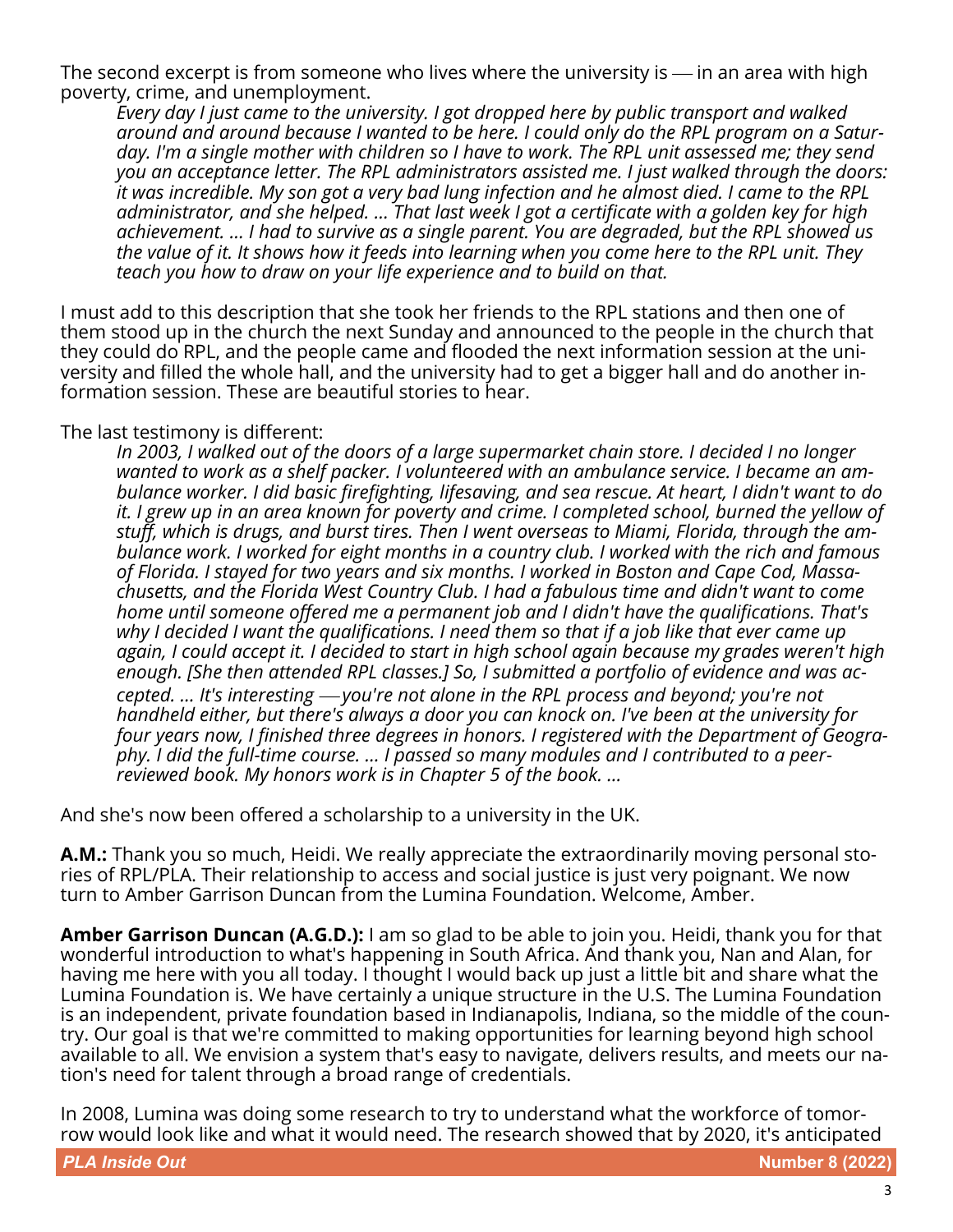The second excerpt is from someone who lives where the university is — in an area with high poverty, crime, and unemployment.

> *Every day I just came to the university. I got dropped here by public transport and walked around and around because I wanted to be here. I could only do the RPL program on a Saturday. I'm a single mother with children so I have to work. The RPL unit assessed me; they send you an acceptance letter. The RPL administrators assisted me. I just walked through the doors: it was incredible. My son got a very bad lung infection and he almost died. I came to the RPL administrator, and she helped. ... That last week I got a certificate with a golden key for high achievement. ... I had to survive as a single parent. You are degraded, but the RPL showed us the value of it. It shows how it feeds into learning when you come here to the RPL unit. They teach you how to draw on your life experience and to build on that.*

I must add to this description that she took her friends to the RPL stations and then one of them stood up in the church the next Sunday and announced to the people in the church that they could do RPL, and the people came and flooded the next information session at the university and filled the whole hall, and the university had to get a bigger hall and do another information session. These are beautiful stories to hear.

The last testimony is different:

> *In 2003, I walked out of the doors of a large supermarket chain store. I decided I no longer wanted to work as a shelf packer. I volunteered with an ambulance service. I became an ambulance worker. I did basic firefighting, lifesaving, and sea rescue. At heart, I didn't want to do it. I grew up in an area known for poverty and crime. I completed school, burned the yellow of stuff, which is drugs, and burst tires. Then I went overseas to Miami, Florida, through the ambulance work. I worked for eight months in a country club. I worked with the rich and famous of Florida. I stayed for two years and six months. I worked in Boston and Cape Cod, Massachusetts, and the Florida West Country Club. I had a fabulous time and didn't want to come home until someone offered me a permanent job and I didn't have the qualifications. That's why I decided I want the qualifications. I need them so that if a job like that ever came up again, I could accept it. I decided to start in high school again because my grades weren't high enough. [She then attended RPL classes.] So, I submitted a portfolio of evidence and was accepted. ... It's interesting — you're not alone in the RPL process and beyond; you're not handheld either, but there's always a door you can knock on. I've been at the university for four years now, I finished three degrees in honors. I registered with the Department of Geography. I did the full-time course. ... I passed so many modules and I contributed to a peer-reviewed book. My honors work is in Chapter 5 of the book. ...*

And she's now been offered a scholarship to a university in the UK.

**A.M.:** Thank you so much, Heidi. We really appreciate the extraordinarily moving personal stories of RPL/PLA. Their relationship to access and social justice is just very poignant. We now turn to Amber Garrison Duncan from the Lumina Foundation. Welcome, Amber.

**Amber Garrison Duncan (A.G.D.):** I am so glad to be able to join you. Heidi, thank you for that wonderful introduction to what's happening in South Africa. And thank you, Nan and Alan, for having me here with you all today. I thought I would back up just a little bit and share what the Lumina Foundation is. We have certainly a unique structure in the U.S. The Lumina Foundation is an independent, private foundation based in Indianapolis, Indiana, so the middle of the country. Our goal is that we're committed to making opportunities for learning beyond high school available to all. We envision a system that's easy to navigate, delivers results, and meets our nation's need for talent through a broad range of credentials.

In 2008, Lumina was doing some research to try to understand what the workforce of tomorrow would look like and what it would need. The research showed that by 2020, it's anticipated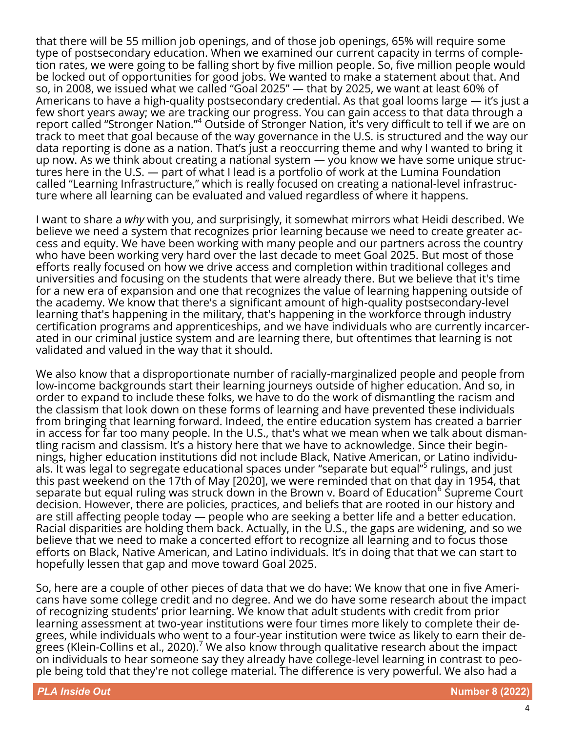that there will be 55 million job openings, and of those job openings, 65% will require some type of postsecondary education. When we examined our current capacity in terms of completion rates, we were going to be falling short by five million people. So, five million people would be locked out of opportunities for good jobs. We wanted to make a statement about that. And so, in 2008, we issued what we called "Goal 2025" — that by 2025, we want at least 60% of Americans to have a high-quality postsecondary credential. As that goal looms large — it's just a few short years away; we are tracking our progress. You can gain access to that data through a report called "Stronger Nation."[4] Outside of Stronger Nation, it's very difficult to tell if we are on track to meet that goal because of the way governance in the U.S. is structured and the way our data reporting is done as a nation. That's just a reoccurring theme and why I wanted to bring it up now. As we think about creating a national system — you know we have some unique structures here in the U.S. — part of what I lead is a portfolio of work at the Lumina Foundation called "Learning Infrastructure," which is really focused on creating a national-level infrastructure where all learning can be evaluated and valued regardless of where it happens.

I want to share a *why* with you, and surprisingly, it somewhat mirrors what Heidi described. We believe we need a system that recognizes prior learning because we need to create greater access and equity. We have been working with many people and our partners across the country who have been working very hard over the last decade to meet Goal 2025. But most of those efforts really focused on how we drive access and completion within traditional colleges and universities and focusing on the students that were already there. But we believe that it's time for a new era of expansion and one that recognizes the value of learning happening outside of the academy. We know that there's a significant amount of high-quality postsecondary-level learning that's happening in the military, that's happening in the workforce through industry certification programs and apprenticeships, and we have individuals who are currently incarcerated in our criminal justice system and are learning there, but oftentimes that learning is not validated and valued in the way that it should.

We also know that a disproportionate number of racially-marginalized people and people from low-income backgrounds start their learning journeys outside of higher education. And so, in order to expand to include these folks, we have to do the work of dismantling the racism and the classism that look down on these forms of learning and have prevented these individuals from bringing that learning forward. Indeed, the entire education system has created a barrier in access for far too many people. In the U.S., that's what we mean when we talk about dismantling racism and classism. It's a history here that we have to acknowledge. Since their beginnings, higher education institutions did not include Black, Native American, or Latino individuals. It was legal to segregate educational spaces under "separate but equal"[5] rulings, and just this past weekend on the 17th of May [2020], we were reminded that on that day in 1954, that separate but equal ruling was struck down in the Brown v. Board of Education[6] Supreme Court decision. However, there are policies, practices, and beliefs that are rooted in our history and are still affecting people today — people who are seeking a better life and a better education. Racial disparities are holding them back. Actually, in the U.S., the gaps are widening, and so we believe that we need to make a concerted effort to recognize all learning and to focus those efforts on Black, Native American, and Latino individuals. It's in doing that that we can start to hopefully lessen that gap and move toward Goal 2025.

So, here are a couple of other pieces of data that we do have: We know that one in five Americans have some college credit and no degree. And we do have some research about the impact of recognizing students' prior learning. We know that adult students with credit from prior learning assessment at two-year institutions were four times more likely to complete their degrees, while individuals who went to a four-year institution were twice as likely to earn their degrees (Klein-Collins et al., 2020).[7] We also know through qualitative research about the impact on individuals to hear someone say they already have college-level learning in contrast to people being told that they're not college material. The difference is very powerful. We also had a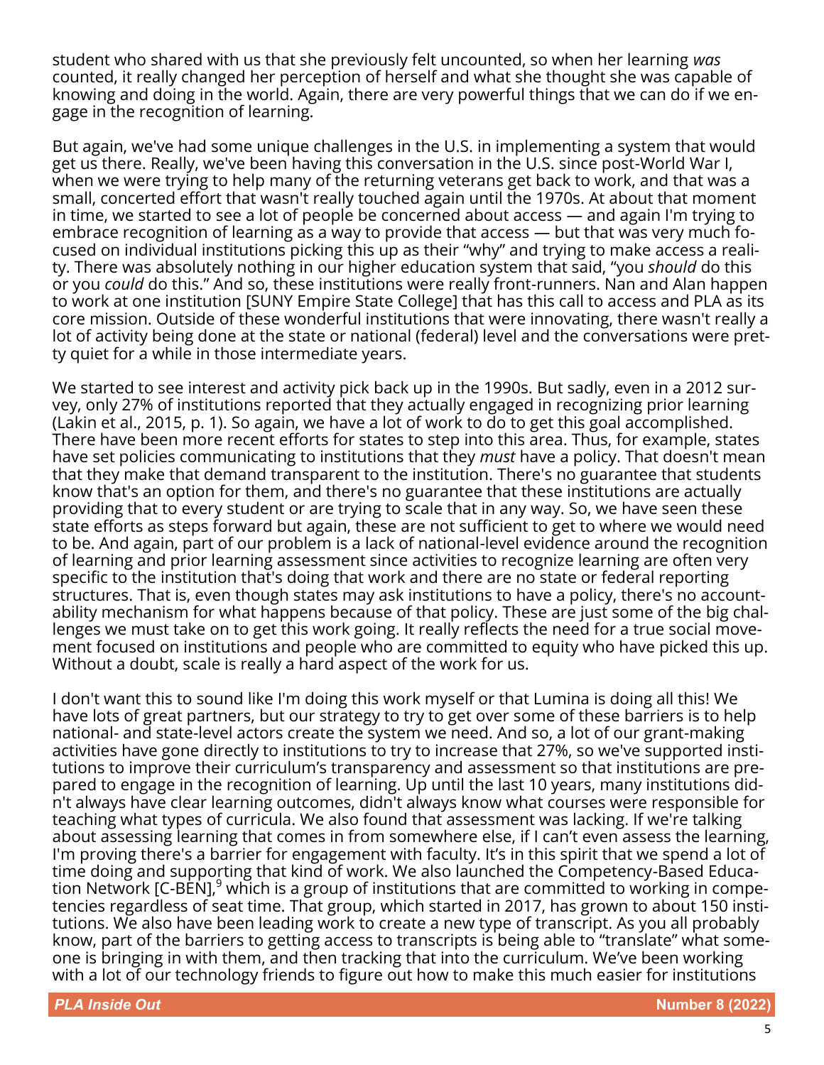student who shared with us that she previously felt uncounted, so when her learning *was* counted, it really changed her perception of herself and what she thought she was capable of knowing and doing in the world. Again, there are very powerful things that we can do if we engage in the recognition of learning.

But again, we've had some unique challenges in the U.S. in implementing a system that would get us there. Really, we've been having this conversation in the U.S. since post-World War I, when we were trying to help many of the returning veterans get back to work, and that was a small, concerted effort that wasn't really touched again until the 1970s. At about that moment in time, we started to see a lot of people be concerned about access — and again I'm trying to embrace recognition of learning as a way to provide that access — but that was very much focused on individual institutions picking this up as their "why" and trying to make access a reality. There was absolutely nothing in our higher education system that said, "you *should* do this or you *could* do this." And so, these institutions were really front-runners. Nan and Alan happen to work at one institution [SUNY Empire State College] that has this call to access and PLA as its core mission. Outside of these wonderful institutions that were innovating, there wasn't really a lot of activity being done at the state or national (federal) level and the conversations were pretty quiet for a while in those intermediate years.

We started to see interest and activity pick back up in the 1990s. But sadly, even in a 2012 survey, only 27% of institutions reported that they actually engaged in recognizing prior learning (Lakin et al., 2015, p. 1). So again, we have a lot of work to do to get this goal accomplished. There have been more recent efforts for states to step into this area. Thus, for example, states have set policies communicating to institutions that they *must* have a policy. That doesn't mean that they make that demand transparent to the institution. There's no guarantee that students know that's an option for them, and there's no guarantee that these institutions are actually providing that to every student or are trying to scale that in any way. So, we have seen these state efforts as steps forward but again, these are not sufficient to get to where we would need to be. And again, part of our problem is a lack of national-level evidence around the recognition of learning and prior learning assessment since activities to recognize learning are often very specific to the institution that's doing that work and there are no state or federal reporting structures. That is, even though states may ask institutions to have a policy, there's no accountability mechanism for what happens because of that policy. These are just some of the big challenges we must take on to get this work going. It really reflects the need for a true social movement focused on institutions and people who are committed to equity who have picked this up. Without a doubt, scale is really a hard aspect of the work for us.

I don't want this to sound like I'm doing this work myself or that Lumina is doing all this! We have lots of great partners, but our strategy to try to get over some of these barriers is to help national- and state-level actors create the system we need. And so, a lot of our grant-making activities have gone directly to institutions to try to increase that 27%, so we've supported institutions to improve their curriculum's transparency and assessment so that institutions are prepared to engage in the recognition of learning. Up until the last 10 years, many institutions didn't always have clear learning outcomes, didn't always know what courses were responsible for teaching what types of curricula. We also found that assessment was lacking. If we're talking about assessing learning that comes in from somewhere else, if I can't even assess the learning, I'm proving there's a barrier for engagement with faculty. It's in this spirit that we spend a lot of time doing and supporting that kind of work. We also launched the Competency-Based Education Network [C-BEN],[9] which is a group of institutions that are committed to working in competencies regardless of seat time. That group, which started in 2017, has grown to about 150 institutions. We also have been leading work to create a new type of transcript. As you all probably know, part of the barriers to getting access to transcripts is being able to "translate" what someone is bringing in with them, and then tracking that into the curriculum. We've been working with a lot of our technology friends to figure out how to make this much easier for institutions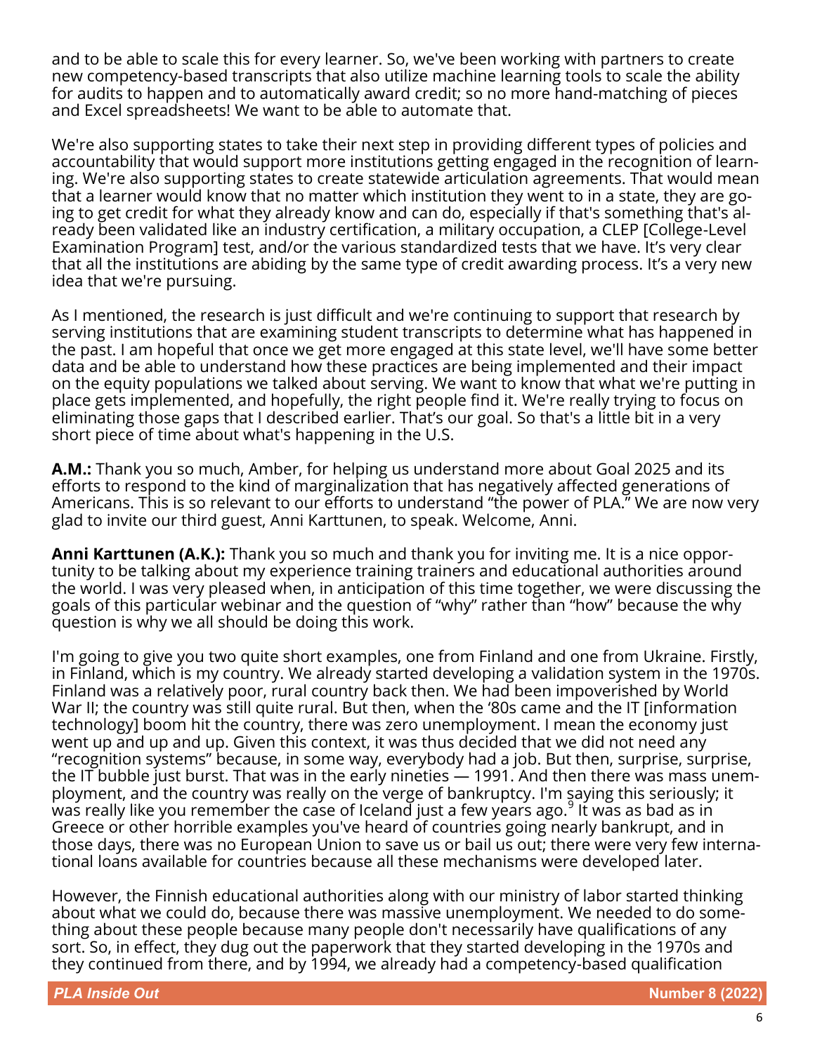and to be able to scale this for every learner. So, we've been working with partners to create new competency-based transcripts that also utilize machine learning tools to scale the ability for audits to happen and to automatically award credit; so no more hand-matching of pieces and Excel spreadsheets! We want to be able to automate that.

We're also supporting states to take their next step in providing different types of policies and accountability that would support more institutions getting engaged in the recognition of learning. We're also supporting states to create statewide articulation agreements. That would mean that a learner would know that no matter which institution they went to in a state, they are going to get credit for what they already know and can do, especially if that's something that's already been validated like an industry certification, a military occupation, a CLEP [College-Level Examination Program] test, and/or the various standardized tests that we have. It's very clear that all the institutions are abiding by the same type of credit awarding process. It's a very new idea that we're pursuing.

As I mentioned, the research is just difficult and we're continuing to support that research by serving institutions that are examining student transcripts to determine what has happened in the past. I am hopeful that once we get more engaged at this state level, we'll have some better data and be able to understand how these practices are being implemented and their impact on the equity populations we talked about serving. We want to know that what we're putting in place gets implemented, and hopefully, the right people find it. We're really trying to focus on eliminating those gaps that I described earlier. That's our goal. So that's a little bit in a very short piece of time about what's happening in the U.S.

**A.M.:** Thank you so much, Amber, for helping us understand more about Goal 2025 and its efforts to respond to the kind of marginalization that has negatively affected generations of Americans. This is so relevant to our efforts to understand "the power of PLA." We are now very glad to invite our third guest, Anni Karttunen, to speak. Welcome, Anni.

**Anni Karttunen (A.K.):** Thank you so much and thank you for inviting me. It is a nice opportunity to be talking about my experience training trainers and educational authorities around the world. I was very pleased when, in anticipation of this time together, we were discussing the goals of this particular webinar and the question of "why" rather than "how" because the why question is why we all should be doing this work.

I'm going to give you two quite short examples, one from Finland and one from Ukraine. Firstly, in Finland, which is my country. We already started developing a validation system in the 1970s. Finland was a relatively poor, rural country back then. We had been impoverished by World War II; the country was still quite rural. But then, when the '80s came and the IT [information technology] boom hit the country, there was zero unemployment. I mean the economy just went up and up and up. Given this context, it was thus decided that we did not need any "recognition systems" because, in some way, everybody had a job. But then, surprise, surprise, the IT bubble just burst. That was in the early nineties — 1991. And then there was mass unemployment, and the country was really on the verge of bankruptcy. I'm saying this seriously; it was really like you remember the case of Iceland just a few years ago.[9] It was as bad as in Greece or other horrible examples you've heard of countries going nearly bankrupt, and in those days, there was no European Union to save us or bail us out; there were very few international loans available for countries because all these mechanisms were developed later.

However, the Finnish educational authorities along with our ministry of labor started thinking about what we could do, because there was massive unemployment. We needed to do something about these people because many people don't necessarily have qualifications of any sort. So, in effect, they dug out the paperwork that they started developing in the 1970s and they continued from there, and by 1994, we already had a competency-based qualification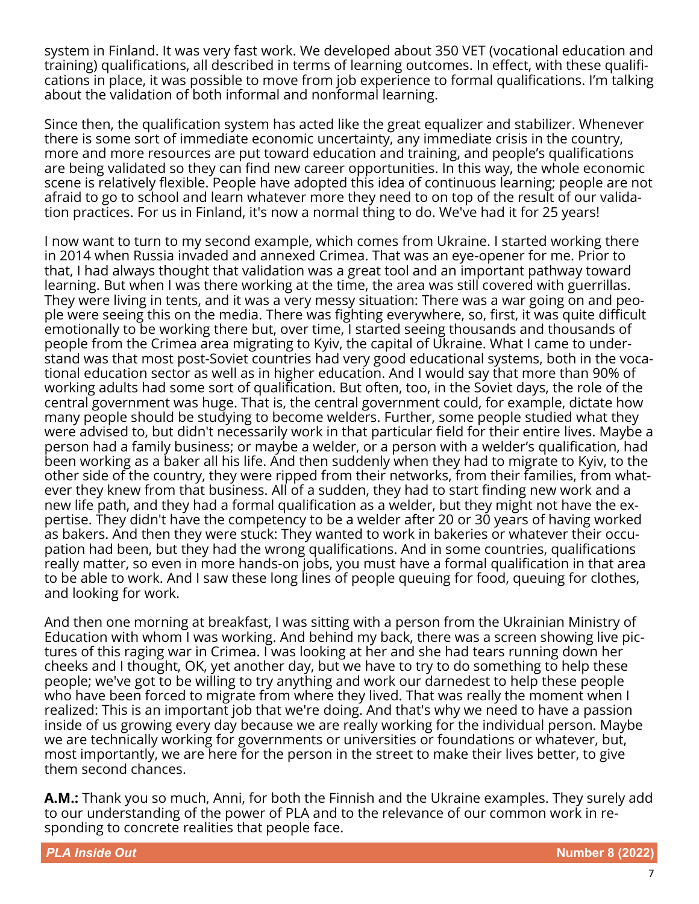system in Finland. It was very fast work. We developed about 350 VET (vocational education and training) qualifications, all described in terms of learning outcomes. In effect, with these qualifications in place, it was possible to move from job experience to formal qualifications. I'm talking about the validation of both informal and nonformal learning.

Since then, the qualification system has acted like the great equalizer and stabilizer. Whenever there is some sort of immediate economic uncertainty, any immediate crisis in the country, more and more resources are put toward education and training, and people's qualifications are being validated so they can find new career opportunities. In this way, the whole economic scene is relatively flexible. People have adopted this idea of continuous learning; people are not afraid to go to school and learn whatever more they need to on top of the result of our validation practices. For us in Finland, it's now a normal thing to do. We've had it for 25 years!

I now want to turn to my second example, which comes from Ukraine. I started working there in 2014 when Russia invaded and annexed Crimea. That was an eye-opener for me. Prior to that, I had always thought that validation was a great tool and an important pathway toward learning. But when I was there working at the time, the area was still covered with guerrillas. They were living in tents, and it was a very messy situation: There was a war going on and people were seeing this on the media. There was fighting everywhere, so, first, it was quite difficult emotionally to be working there but, over time, I started seeing thousands and thousands of people from the Crimea area migrating to Kyiv, the capital of Ukraine. What I came to understand was that most post-Soviet countries had very good educational systems, both in the vocational education sector as well as in higher education. And I would say that more than 90% of working adults had some sort of qualification. But often, too, in the Soviet days, the role of the central government was huge. That is, the central government could, for example, dictate how many people should be studying to become welders. Further, some people studied what they were advised to, but didn't necessarily work in that particular field for their entire lives. Maybe a person had a family business; or maybe a welder, or a person with a welder's qualification, had been working as a baker all his life. And then suddenly when they had to migrate to Kyiv, to the other side of the country, they were ripped from their networks, from their families, from whatever they knew from that business. All of a sudden, they had to start finding new work and a new life path, and they had a formal qualification as a welder, but they might not have the expertise. They didn't have the competency to be a welder after 20 or 30 years of having worked as bakers. And then they were stuck: They wanted to work in bakeries or whatever their occupation had been, but they had the wrong qualifications. And in some countries, qualifications really matter, so even in more hands-on jobs, you must have a formal qualification in that area to be able to work. And I saw these long lines of people queuing for food, queuing for clothes, and looking for work.

And then one morning at breakfast, I was sitting with a person from the Ukrainian Ministry of Education with whom I was working. And behind my back, there was a screen showing live pictures of this raging war in Crimea. I was looking at her and she had tears running down her cheeks and I thought, OK, yet another day, but we have to try to do something to help these people; we've got to be willing to try anything and work our darnedest to help these people who have been forced to migrate from where they lived. That was really the moment when I realized: This is an important job that we're doing. And that's why we need to have a passion inside of us growing every day because we are really working for the individual person. Maybe we are technically working for governments or universities or foundations or whatever, but, most importantly, we are here for the person in the street to make their lives better, to give them second chances.

**A.M.:** Thank you so much, Anni, for both the Finnish and the Ukraine examples. They surely add to our understanding of the power of PLA and to the relevance of our common work in responding to concrete realities that people face.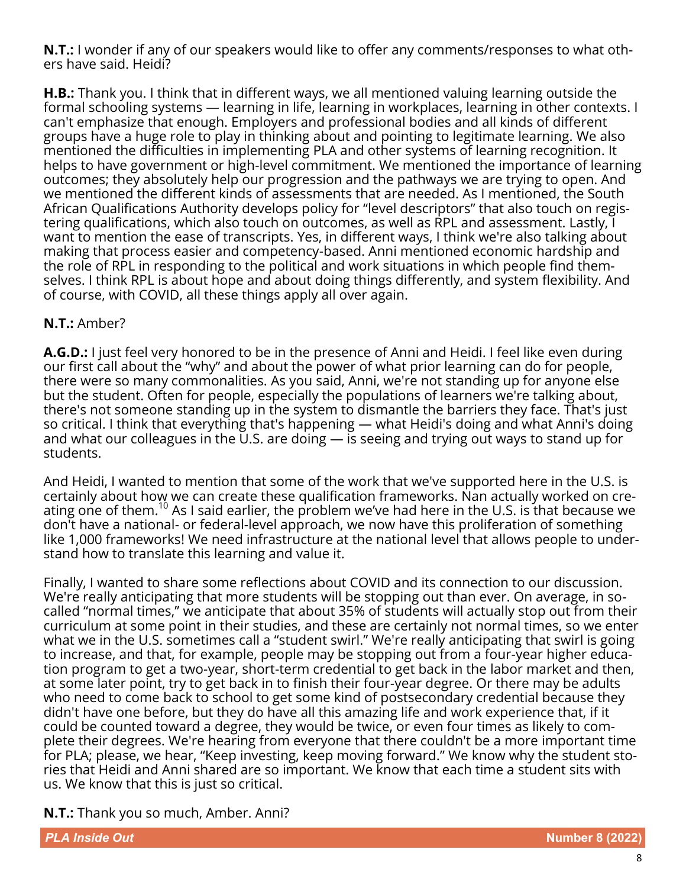**N.T.:** I wonder if any of our speakers would like to offer any comments/responses to what others have said. Heidi?

**H.B.:** Thank you. I think that in different ways, we all mentioned valuing learning outside the formal schooling systems — learning in life, learning in workplaces, learning in other contexts. I can't emphasize that enough. Employers and professional bodies and all kinds of different groups have a huge role to play in thinking about and pointing to legitimate learning. We also mentioned the difficulties in implementing PLA and other systems of learning recognition. It helps to have government or high-level commitment. We mentioned the importance of learning outcomes; they absolutely help our progression and the pathways we are trying to open. And we mentioned the different kinds of assessments that are needed. As I mentioned, the South African Qualifications Authority develops policy for "level descriptors" that also touch on registering qualifications, which also touch on outcomes, as well as RPL and assessment. Lastly, I want to mention the ease of transcripts. Yes, in different ways, I think we're also talking about making that process easier and competency-based. Anni mentioned economic hardship and the role of RPL in responding to the political and work situations in which people find themselves. I think RPL is about hope and about doing things differently, and system flexibility. And of course, with COVID, all these things apply all over again.

**N.T.:** Amber?

**A.G.D.:** I just feel very honored to be in the presence of Anni and Heidi. I feel like even during our first call about the "why" and about the power of what prior learning can do for people, there were so many commonalities. As you said, Anni, we're not standing up for anyone else but the student. Often for people, especially the populations of learners we're talking about, there's not someone standing up in the system to dismantle the barriers they face. That's just so critical. I think that everything that's happening — what Heidi's doing and what Anni's doing and what our colleagues in the U.S. are doing — is seeing and trying out ways to stand up for students.

And Heidi, I wanted to mention that some of the work that we've supported here in the U.S. is certainly about how we can create these qualification frameworks. Nan actually worked on creating one of them.[10] As I said earlier, the problem we've had here in the U.S. is that because we don't have a national- or federal-level approach, we now have this proliferation of something like 1,000 frameworks! We need infrastructure at the national level that allows people to understand how to translate this learning and value it.

Finally, I wanted to share some reflections about COVID and its connection to our discussion. We're really anticipating that more students will be stopping out than ever. On average, in so-called "normal times," we anticipate that about 35% of students will actually stop out from their curriculum at some point in their studies, and these are certainly not normal times, so we enter what we in the U.S. sometimes call a "student swirl." We're really anticipating that swirl is going to increase, and that, for example, people may be stopping out from a four-year higher education program to get a two-year, short-term credential to get back in the labor market and then, at some later point, try to get back in to finish their four-year degree. Or there may be adults who need to come back to school to get some kind of postsecondary credential because they didn't have one before, but they do have all this amazing life and work experience that, if it could be counted toward a degree, they would be twice, or even four times as likely to complete their degrees. We're hearing from everyone that there couldn't be a more important time for PLA; please, we hear, "Keep investing, keep moving forward." We know why the student stories that Heidi and Anni shared are so important. We know that each time a student sits with us. We know that this is just so critical.

**N.T.:** Thank you so much, Amber. Anni?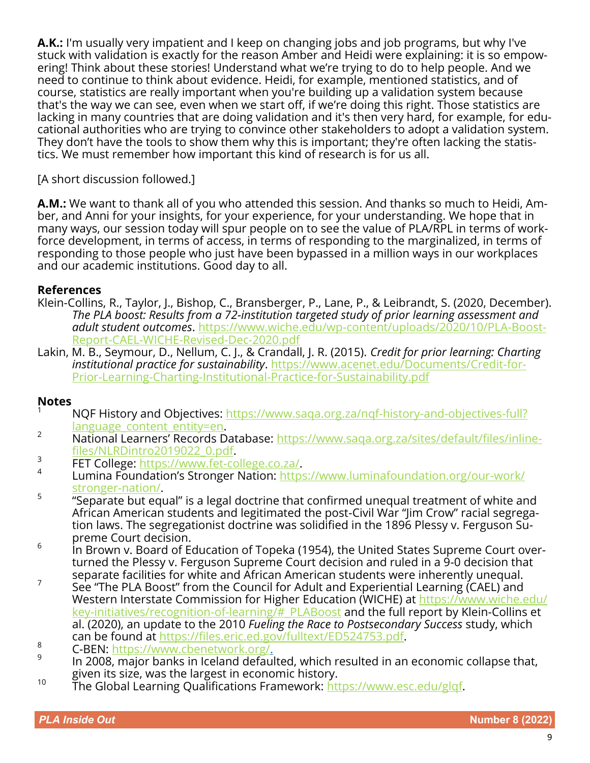**A.K.:** I'm usually very impatient and I keep on changing jobs and job programs, but why I've stuck with validation is exactly for the reason Amber and Heidi were explaining: it is so empowering! Think about these stories! Understand what we're trying to do to help people. And we need to continue to think about evidence. Heidi, for example, mentioned statistics, and of course, statistics are really important when you're building up a validation system because that's the way we can see, even when we start off, if we're doing this right. Those statistics are lacking in many countries that are doing validation and it's then very hard, for example, for educational authorities who are trying to convince other stakeholders to adopt a validation system. They don't have the tools to show them why this is important; they're often lacking the statistics. We must remember how important this kind of research is for us all.

[A short discussion followed.]

**A.M.:** We want to thank all of you who attended this session. And thanks so much to Heidi, Amber, and Anni for your insights, for your experience, for your understanding. We hope that in many ways, our session today will spur people on to see the value of PLA/RPL in terms of workforce development, in terms of access, in terms of responding to the marginalized, in terms of responding to those people who just have been bypassed in a million ways in our workplaces and our academic institutions. Good day to all.

## References

Klein-Collins, R., Taylor, J., Bishop, C., Bransberger, P., Lane, P., & Leibrandt, S. (2020, December). *The PLA boost: Results from a 72-institution targeted study of prior learning assessment and adult student outcomes*. https://www.wiche.edu/wp-content/uploads/2020/10/PLA-Boost-Report-CAEL-WICHE-Revised-Dec-2020.pdf

Lakin, M. B., Seymour, D., Nellum, C. J., & Crandall, J. R. (2015). *Credit for prior learning: Charting institutional practice for sustainability*. https://www.acenet.edu/Documents/Credit-for-Prior-Learning-Charting-Institutional-Practice-for-Sustainability.pdf

## Notes

1. NQF History and Objectives: https://www.saqa.org.za/nqf-history-and-objectives-full?language_content_entity=en.
2. National Learners' Records Database: https://www.saqa.org.za/sites/default/files/inline-files/NLRDintro2019022_0.pdf.
3. FET College: https://www.fet-college.co.za/.
4. Lumina Foundation's Stronger Nation: https://www.luminafoundation.org/our-work/stronger-nation/.
5. "Separate but equal" is a legal doctrine that confirmed unequal treatment of white and African American students and legitimated the post-Civil War "Jim Crow" racial segregation laws. The segregationist doctrine was solidified in the 1896 Plessy v. Ferguson Supreme Court decision.
6. In Brown v. Board of Education of Topeka (1954), the United States Supreme Court overturned the Plessy v. Ferguson Supreme Court decision and ruled in a 9-0 decision that separate facilities for white and African American students were inherently unequal.
7. See "The PLA Boost" from the Council for Adult and Experiential Learning (CAEL) and Western Interstate Commission for Higher Education (WICHE) at https://www.wiche.edu/key-initiatives/recognition-of-learning/#_PLABoost and the full report by Klein-Collins et al. (2020), an update to the 2010 *Fueling the Race to Postsecondary Success* study, which can be found at https://files.eric.ed.gov/fulltext/ED524753.pdf.
8. C-BEN: https://www.cbenetwork.org/.
9. In 2008, major banks in Iceland defaulted, which resulted in an economic collapse that, given its size, was the largest in economic history.
10. The Global Learning Qualifications Framework: https://www.esc.edu/glqf.